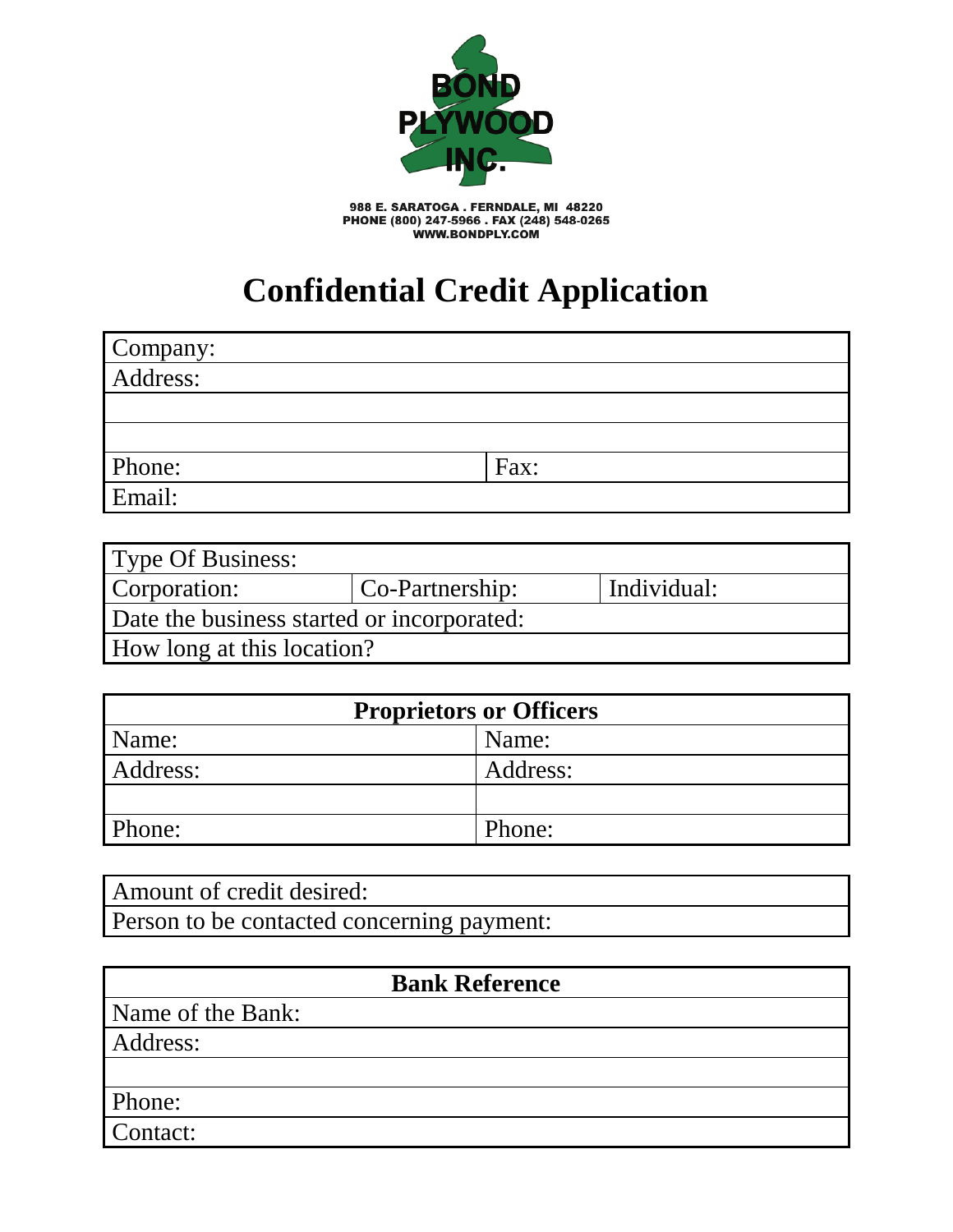**BOND PLYWOOD INC.**

988 E. SARATOGA . FERNDALE, MI 48220
PHONE (800) 247-5966 . FAX (248) 548-0265
WWW.BONDPLY.COM

# Confidential Credit Application

| Company: | |
|---|---|
| Address: | |
| | |
| | |
| Phone: | Fax: |
| Email: | |

| Type Of Business: | | |
|---|---|---|
| Corporation: | Co-Partnership: | Individual: |
| Date the business started or incorporated: | | |
| How long at this location? | | |

| Proprietors or Officers | |
|---|---|
| Name: | Name: |
| Address: | Address: |
| | |
| Phone: | Phone: |

| Amount of credit desired: |
|---|
| Person to be contacted concerning payment: |

| Bank Reference |
|---|
| Name of the Bank: |
| Address: |
| |
| Phone: |
| Contact: |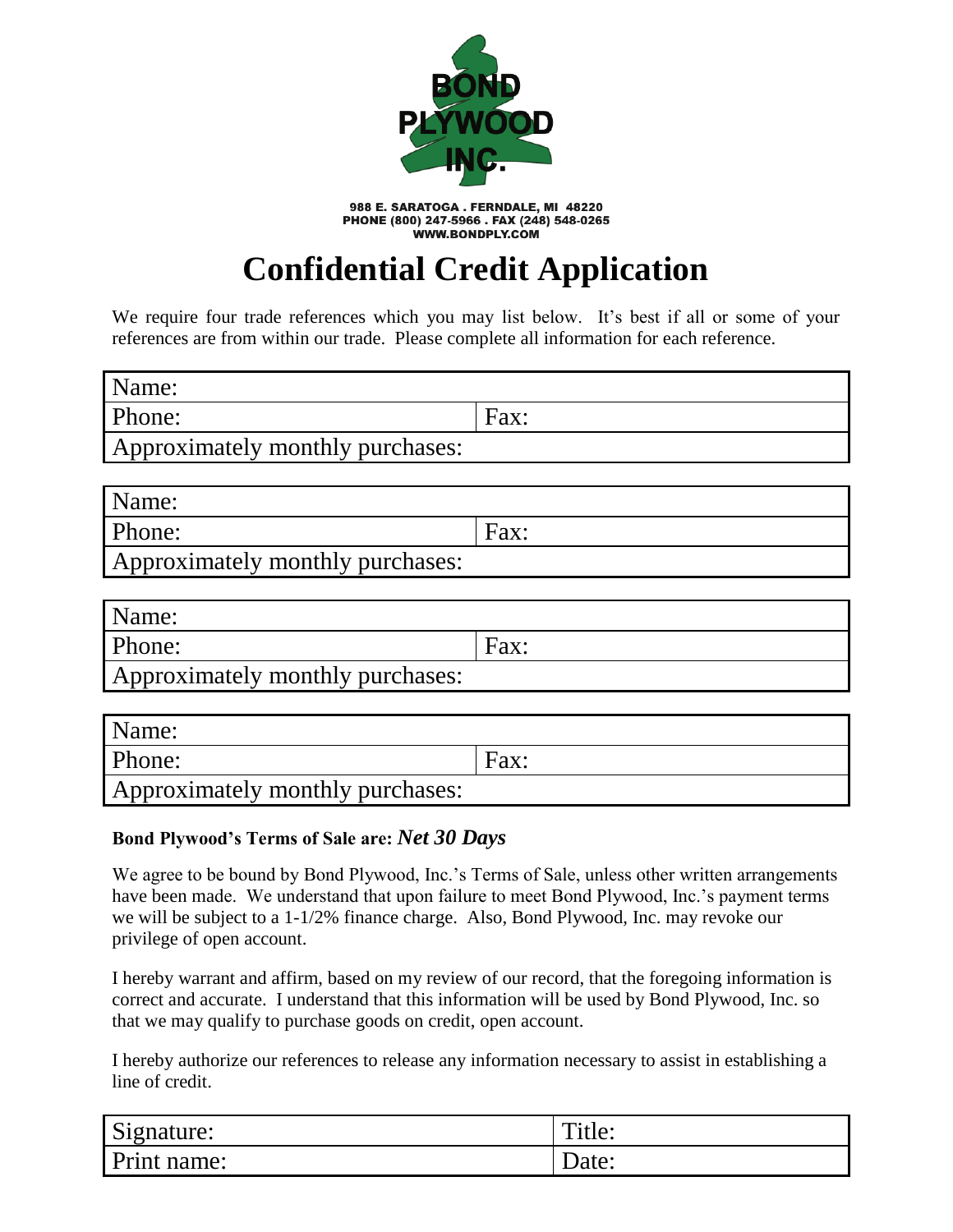BOND PLYWOOD INC.

988 E. SARATOGA . FERNDALE, MI 48220
PHONE (800) 247-5966 . FAX (248) 548-0265
WWW.BONDPLY.COM

# Confidential Credit Application

We require four trade references which you may list below. It's best if all or some of your references are from within our trade. Please complete all information for each reference.

| | |
|---|---|
| Name: | |
| Phone: | Fax: |
| Approximately monthly purchases: | |

| | |
|---|---|
| Name: | |
| Phone: | Fax: |
| Approximately monthly purchases: | |

| | |
|---|---|
| Name: | |
| Phone: | Fax: |
| Approximately monthly purchases: | |

| | |
|---|---|
| Name: | |
| Phone: | Fax: |
| Approximately monthly purchases: | |

**Bond Plywood's Terms of Sale are:** ***Net 30 Days***

We agree to be bound by Bond Plywood, Inc.'s Terms of Sale, unless other written arrangements have been made. We understand that upon failure to meet Bond Plywood, Inc.'s payment terms we will be subject to a 1-1/2% finance charge. Also, Bond Plywood, Inc. may revoke our privilege of open account.

I hereby warrant and affirm, based on my review of our record, that the foregoing information is correct and accurate. I understand that this information will be used by Bond Plywood, Inc. so that we may qualify to purchase goods on credit, open account.

I hereby authorize our references to release any information necessary to assist in establishing a line of credit.

| | |
|---|---|
| Signature: | Title: |
| Print name: | Date: |